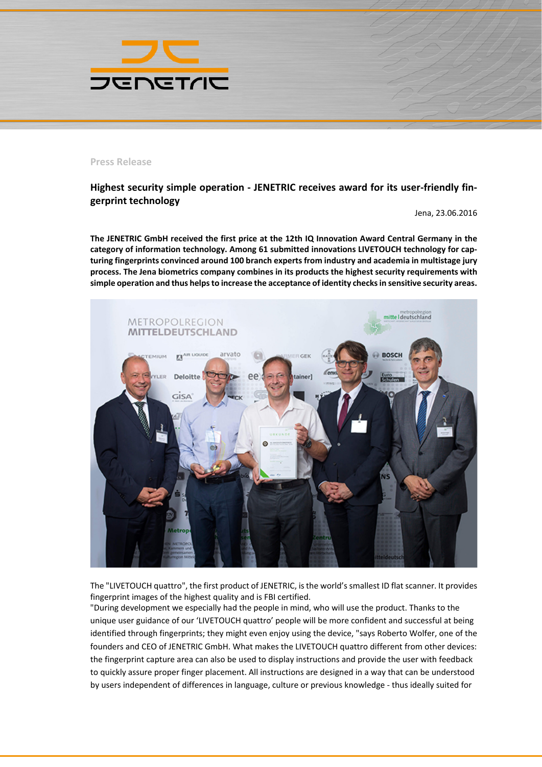Press Release

## Highest security simple operation - JENETRIC receives award for its user-friendly fingerprint technology

Jena, 23.06.2016

**The JENETRIC GmbH received the first price at the 12th IQ Innovation Award Central Germany in the category of information technology. Among 61 submitted innovations LIVETOUCH technology for capturing fingerprints convinced around 100 branch experts from industry and academia in multistage jury process. The Jena biometrics company combines in its products the highest security requirements with simple operation and thus helps to increase the acceptance of identity checks in sensitive security areas.**

The "LIVETOUCH quattro", the first product of JENETRIC, is the world's smallest ID flat scanner. It provides fingerprint images of the highest quality and is FBI certified.

"During development we especially had the people in mind, who will use the product. Thanks to the unique user guidance of our 'LIVETOUCH quattro' people will be more confident and successful at being identified through fingerprints; they might even enjoy using the device, "says Roberto Wolfer, one of the founders and CEO of JENETRIC GmbH. What makes the LIVETOUCH quattro different from other devices: the fingerprint capture area can also be used to display instructions and provide the user with feedback to quickly assure proper finger placement. All instructions are designed in a way that can be understood by users independent of differences in language, culture or previous knowledge - thus ideally suited for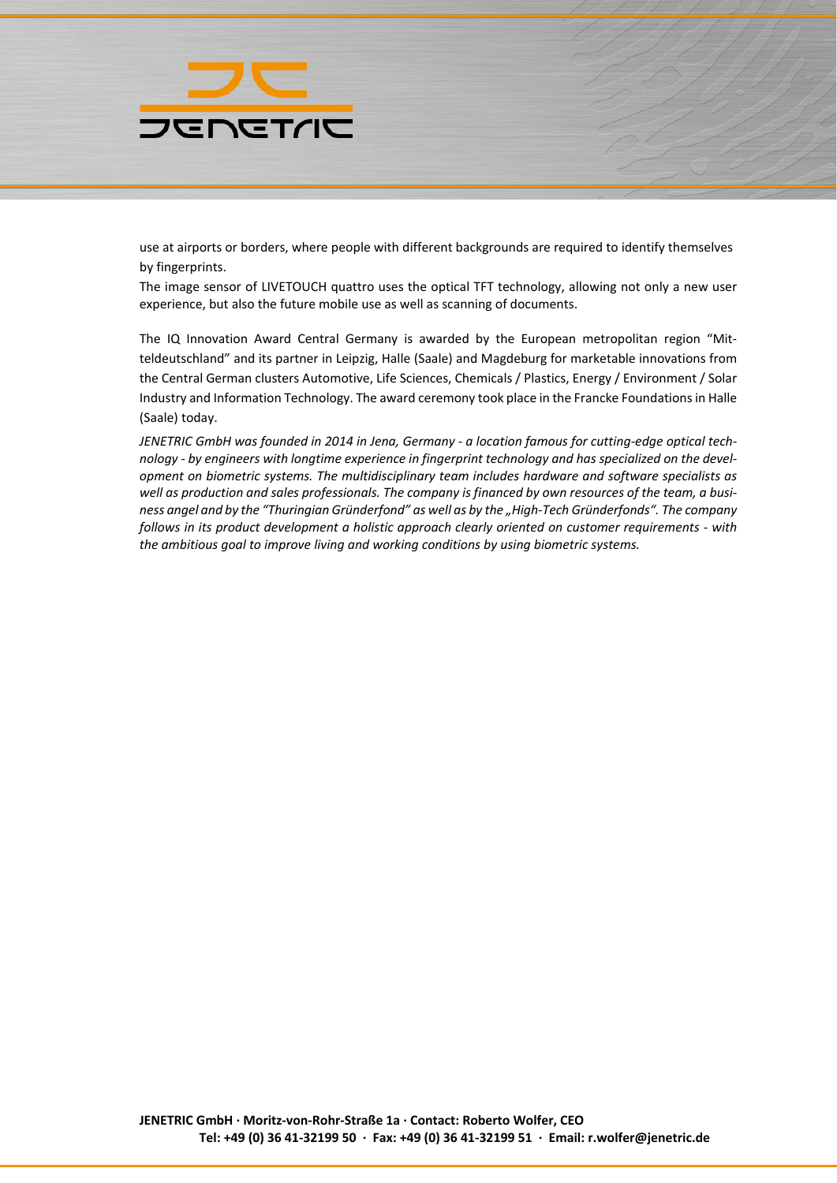use at airports or borders, where people with different backgrounds are required to identify themselves by fingerprints.

The image sensor of LIVETOUCH quattro uses the optical TFT technology, allowing not only a new user experience, but also the future mobile use as well as scanning of documents.

The IQ Innovation Award Central Germany is awarded by the European metropolitan region "Mitteldeutschland" and its partner in Leipzig, Halle (Saale) and Magdeburg for marketable innovations from the Central German clusters Automotive, Life Sciences, Chemicals / Plastics, Energy / Environment / Solar Industry and Information Technology. The award ceremony took place in the Francke Foundations in Halle (Saale) today.

*JENETRIC GmbH was founded in 2014 in Jena, Germany - a location famous for cutting-edge optical technology - by engineers with longtime experience in fingerprint technology and has specialized on the development on biometric systems. The multidisciplinary team includes hardware and software specialists as well as production and sales professionals. The company is financed by own resources of the team, a business angel and by the "Thuringian Gründerfond" as well as by the „High-Tech Gründerfonds". The company follows in its product development a holistic approach clearly oriented on customer requirements - with the ambitious goal to improve living and working conditions by using biometric systems.*

**JENETRIC GmbH · Moritz-von-Rohr-Straße 1a · Contact: Roberto Wolfer, CEO**
**Tel: +49 (0) 36 41-32199 50 · Fax: +49 (0) 36 41-32199 51 · Email: r.wolfer@jenetric.de**